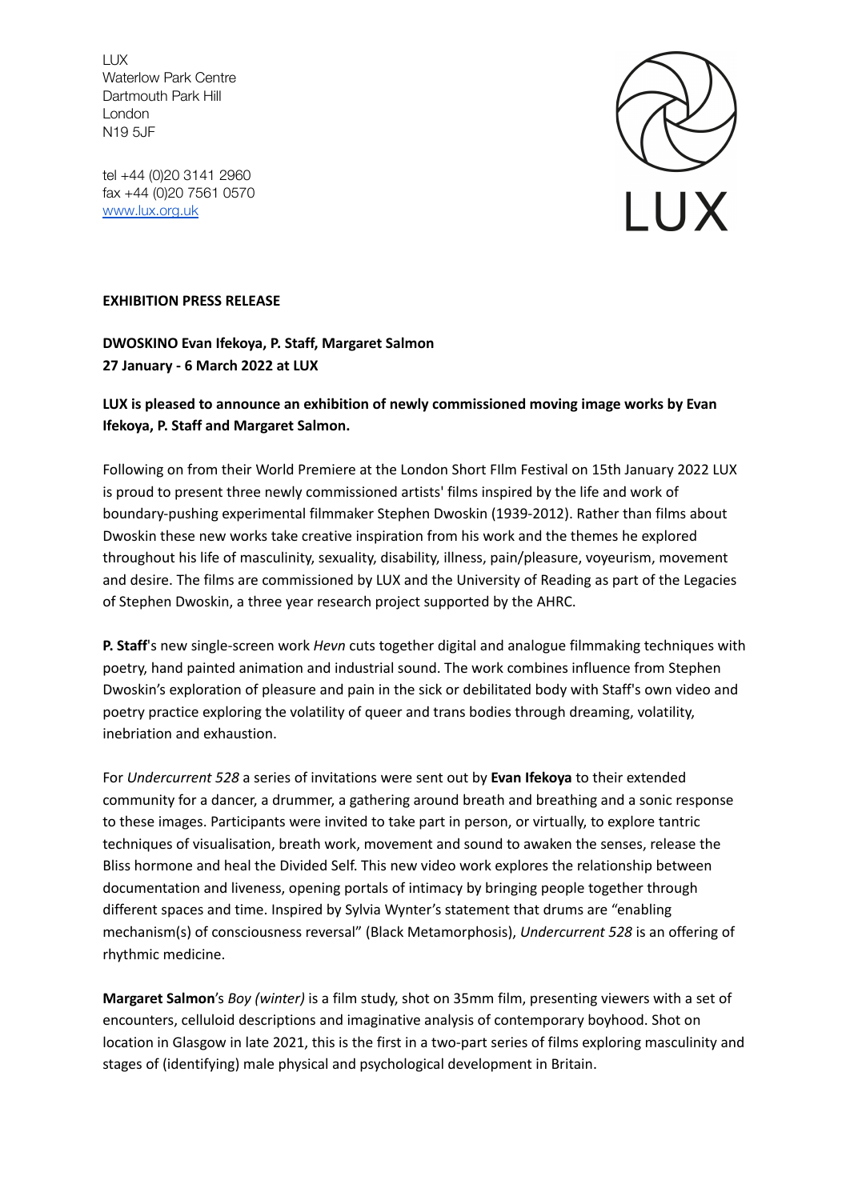LUX
Waterlow Park Centre
Dartmouth Park Hill
London
N19 5JF

tel +44 (0)20 3141 2960
fax +44 (0)20 7561 0570
[www.lux.org.uk](http://www.lux.org.uk)

LUX

**EXHIBITION PRESS RELEASE**

**DWOSKINO Evan Ifekoya, P. Staff, Margaret Salmon**
**27 January - 6 March 2022 at LUX**

**LUX is pleased to announce an exhibition of newly commissioned moving image works by Evan Ifekoya, P. Staff and Margaret Salmon.**

Following on from their World Premiere at the London Short FIlm Festival on 15th January 2022 LUX is proud to present three newly commissioned artists' films inspired by the life and work of boundary-pushing experimental filmmaker Stephen Dwoskin (1939-2012). Rather than films about Dwoskin these new works take creative inspiration from his work and the themes he explored throughout his life of masculinity, sexuality, disability, illness, pain/pleasure, voyeurism, movement and desire. The films are commissioned by LUX and the University of Reading as part of the Legacies of Stephen Dwoskin, a three year research project supported by the AHRC.

**P. Staff**'s new single-screen work *Hevn* cuts together digital and analogue filmmaking techniques with poetry, hand painted animation and industrial sound. The work combines influence from Stephen Dwoskin's exploration of pleasure and pain in the sick or debilitated body with Staff's own video and poetry practice exploring the volatility of queer and trans bodies through dreaming, volatility, inebriation and exhaustion.

For *Undercurrent 528* a series of invitations were sent out by **Evan Ifekoya** to their extended community for a dancer, a drummer, a gathering around breath and breathing and a sonic response to these images. Participants were invited to take part in person, or virtually, to explore tantric techniques of visualisation, breath work, movement and sound to awaken the senses, release the Bliss hormone and heal the Divided Self. This new video work explores the relationship between documentation and liveness, opening portals of intimacy by bringing people together through different spaces and time. Inspired by Sylvia Wynter's statement that drums are "enabling mechanism(s) of consciousness reversal" (Black Metamorphosis), *Undercurrent 528* is an offering of rhythmic medicine.

**Margaret Salmon**'s *Boy (winter)* is a film study, shot on 35mm film, presenting viewers with a set of encounters, celluloid descriptions and imaginative analysis of contemporary boyhood. Shot on location in Glasgow in late 2021, this is the first in a two-part series of films exploring masculinity and stages of (identifying) male physical and psychological development in Britain.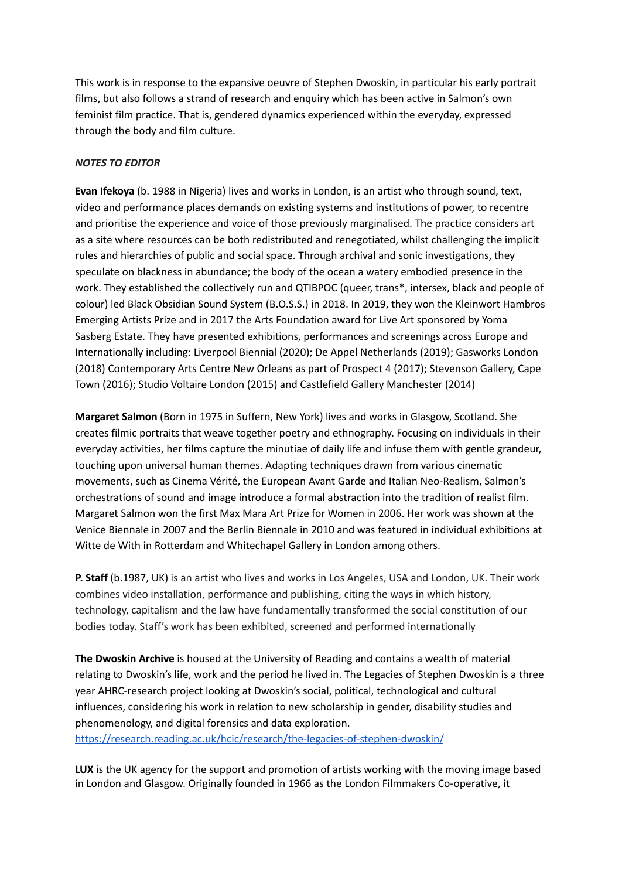This work is in response to the expansive oeuvre of Stephen Dwoskin, in particular his early portrait films, but also follows a strand of research and enquiry which has been active in Salmon's own feminist film practice. That is, gendered dynamics experienced within the everyday, expressed through the body and film culture.

***NOTES TO EDITOR***

**Evan Ifekoya** (b. 1988 in Nigeria) lives and works in London, is an artist who through sound, text, video and performance places demands on existing systems and institutions of power, to recentre and prioritise the experience and voice of those previously marginalised. The practice considers art as a site where resources can be both redistributed and renegotiated, whilst challenging the implicit rules and hierarchies of public and social space. Through archival and sonic investigations, they speculate on blackness in abundance; the body of the ocean a watery embodied presence in the work. They established the collectively run and QTIBPOC (queer, trans*, intersex, black and people of colour) led Black Obsidian Sound System (B.O.S.S.) in 2018. In 2019, they won the Kleinwort Hambros Emerging Artists Prize and in 2017 the Arts Foundation award for Live Art sponsored by Yoma Sasberg Estate. They have presented exhibitions, performances and screenings across Europe and Internationally including: Liverpool Biennial (2020); De Appel Netherlands (2019); Gasworks London (2018) Contemporary Arts Centre New Orleans as part of Prospect 4 (2017); Stevenson Gallery, Cape Town (2016); Studio Voltaire London (2015) and Castlefield Gallery Manchester (2014)

**Margaret Salmon** (Born in 1975 in Suffern, New York) lives and works in Glasgow, Scotland. She creates filmic portraits that weave together poetry and ethnography. Focusing on individuals in their everyday activities, her films capture the minutiae of daily life and infuse them with gentle grandeur, touching upon universal human themes. Adapting techniques drawn from various cinematic movements, such as Cinema Vérité, the European Avant Garde and Italian Neo-Realism, Salmon's orchestrations of sound and image introduce a formal abstraction into the tradition of realist film. Margaret Salmon won the first Max Mara Art Prize for Women in 2006. Her work was shown at the Venice Biennale in 2007 and the Berlin Biennale in 2010 and was featured in individual exhibitions at Witte de With in Rotterdam and Whitechapel Gallery in London among others.

**P. Staff** (b.1987, UK) is an artist who lives and works in Los Angeles, USA and London, UK. Their work combines video installation, performance and publishing, citing the ways in which history, technology, capitalism and the law have fundamentally transformed the social constitution of our bodies today. Staff's work has been exhibited, screened and performed internationally

**The Dwoskin Archive** is housed at the University of Reading and contains a wealth of material relating to Dwoskin's life, work and the period he lived in. The Legacies of Stephen Dwoskin is a three year AHRC-research project looking at Dwoskin's social, political, technological and cultural influences, considering his work in relation to new scholarship in gender, disability studies and phenomenology, and digital forensics and data exploration.
https://research.reading.ac.uk/hcic/research/the-legacies-of-stephen-dwoskin/

**LUX** is the UK agency for the support and promotion of artists working with the moving image based in London and Glasgow. Originally founded in 1966 as the London Filmmakers Co-operative, it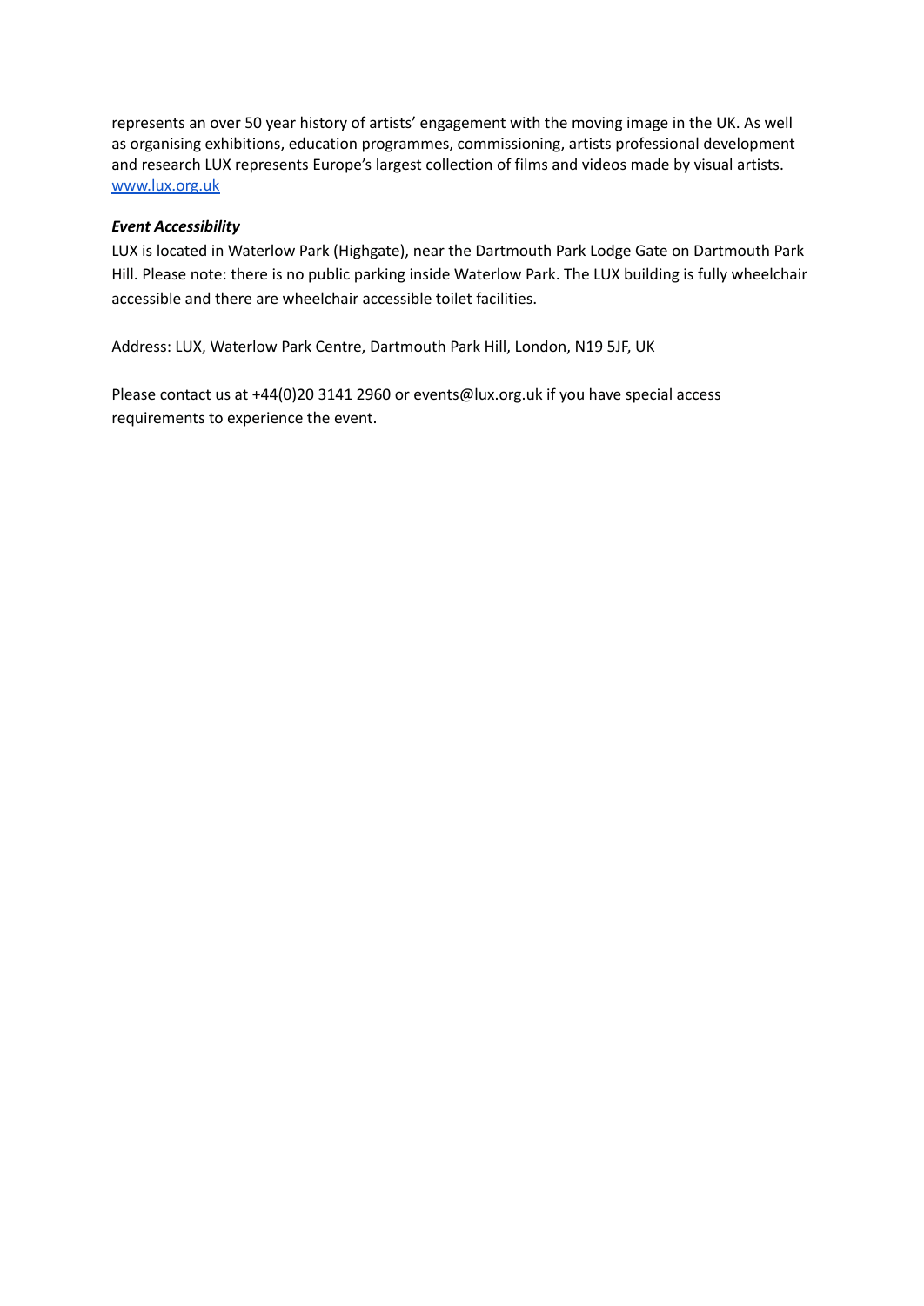represents an over 50 year history of artists' engagement with the moving image in the UK. As well as organising exhibitions, education programmes, commissioning, artists professional development and research LUX represents Europe's largest collection of films and videos made by visual artists. [www.lux.org.uk](http://www.lux.org.uk)

***Event Accessibility***

LUX is located in Waterlow Park (Highgate), near the Dartmouth Park Lodge Gate on Dartmouth Park Hill. Please note: there is no public parking inside Waterlow Park. The LUX building is fully wheelchair accessible and there are wheelchair accessible toilet facilities.

Address: LUX, Waterlow Park Centre, Dartmouth Park Hill, London, N19 5JF, UK

Please contact us at +44(0)20 3141 2960 or events@lux.org.uk if you have special access requirements to experience the event.